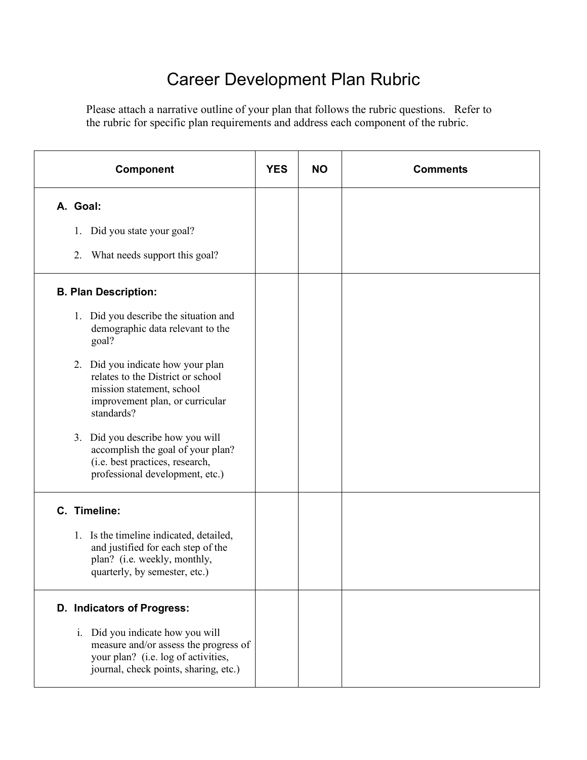# Career Development Plan Rubric

Please attach a narrative outline of your plan that follows the rubric questions. Refer to the rubric for specific plan requirements and address each component of the rubric.

| Component | YES | NO | Comments |
|---|---|---|---|
| **A. Goal:**<br><br>1. Did you state your goal?<br><br>2. What needs support this goal? | | | |
| **B. Plan Description:**<br><br>1. Did you describe the situation and demographic data relevant to the goal?<br><br>2. Did you indicate how your plan relates to the District or school mission statement, school improvement plan, or curricular standards?<br><br>3. Did you describe how you will accomplish the goal of your plan? (i.e. best practices, research, professional development, etc.) | | | |
| **C. Timeline:**<br><br>1. Is the timeline indicated, detailed, and justified for each step of the plan? (i.e. weekly, monthly, quarterly, by semester, etc.) | | | |
| **D. Indicators of Progress:**<br><br>i. Did you indicate how you will measure and/or assess the progress of your plan? (i.e. log of activities, journal, check points, sharing, etc.) | | | |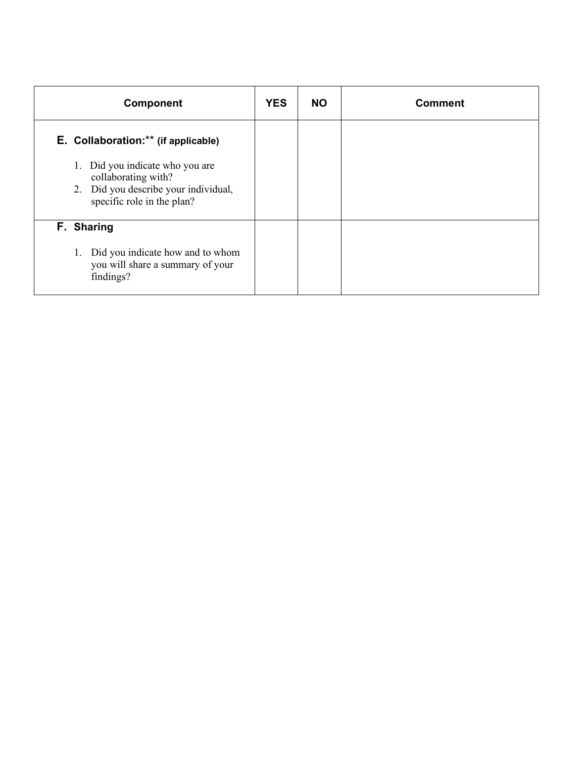| Component | YES | NO | Comment |
| --- | --- | --- | --- |
| **E. Collaboration:**** **(if applicable)**<br><br>1. Did you indicate who you are collaborating with?<br>2. Did you describe your individual, specific role in the plan? | | | |
| **F. Sharing**<br><br>1. Did you indicate how and to whom you will share a summary of your findings? | | | |